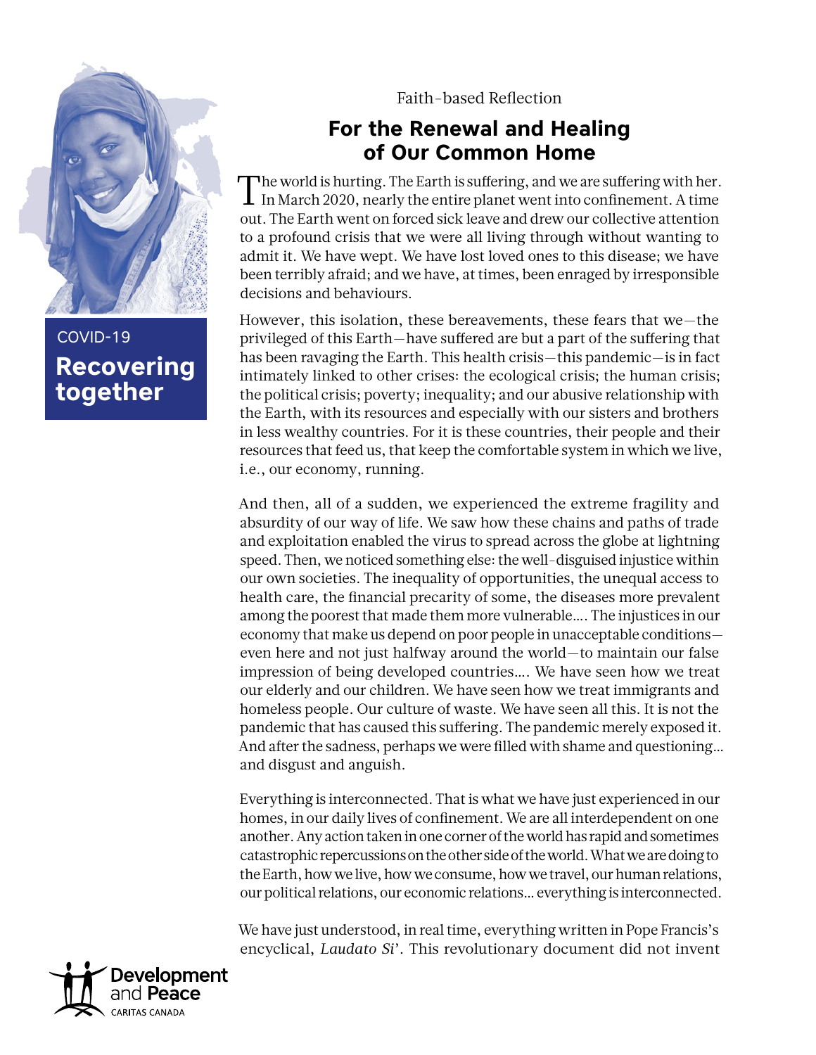COVID-19

**Recovering together**

Faith-based Reflection

# For the Renewal and Healing of Our Common Home

The world is hurting. The Earth is suffering, and we are suffering with her. In March 2020, nearly the entire planet went into confinement. A time out. The Earth went on forced sick leave and drew our collective attention to a profound crisis that we were all living through without wanting to admit it. We have wept. We have lost loved ones to this disease; we have been terribly afraid; and we have, at times, been enraged by irresponsible decisions and behaviours.

However, this isolation, these bereavements, these fears that we—the privileged of this Earth—have suffered are but a part of the suffering that has been ravaging the Earth. This health crisis—this pandemic—is in fact intimately linked to other crises: the ecological crisis; the human crisis; the political crisis; poverty; inequality; and our abusive relationship with the Earth, with its resources and especially with our sisters and brothers in less wealthy countries. For it is these countries, their people and their resources that feed us, that keep the comfortable system in which we live, i.e., our economy, running.

And then, all of a sudden, we experienced the extreme fragility and absurdity of our way of life. We saw how these chains and paths of trade and exploitation enabled the virus to spread across the globe at lightning speed. Then, we noticed something else: the well-disguised injustice within our own societies. The inequality of opportunities, the unequal access to health care, the financial precarity of some, the diseases more prevalent among the poorest that made them more vulnerable…. The injustices in our economy that make us depend on poor people in unacceptable conditions—even here and not just halfway around the world—to maintain our false impression of being developed countries…. We have seen how we treat our elderly and our children. We have seen how we treat immigrants and homeless people. Our culture of waste. We have seen all this. It is not the pandemic that has caused this suffering. The pandemic merely exposed it. And after the sadness, perhaps we were filled with shame and questioning… and disgust and anguish.

Everything is interconnected. That is what we have just experienced in our homes, in our daily lives of confinement. We are all interdependent on one another. Any action taken in one corner of the world has rapid and sometimes catastrophic repercussions on the other side of the world. What we are doing to the Earth, how we live, how we consume, how we travel, our human relations, our political relations, our economic relations… everything is interconnected.

We have just understood, in real time, everything written in Pope Francis's encyclical, *Laudato Si'*. This revolutionary document did not invent

Development and Peace
CARITAS CANADA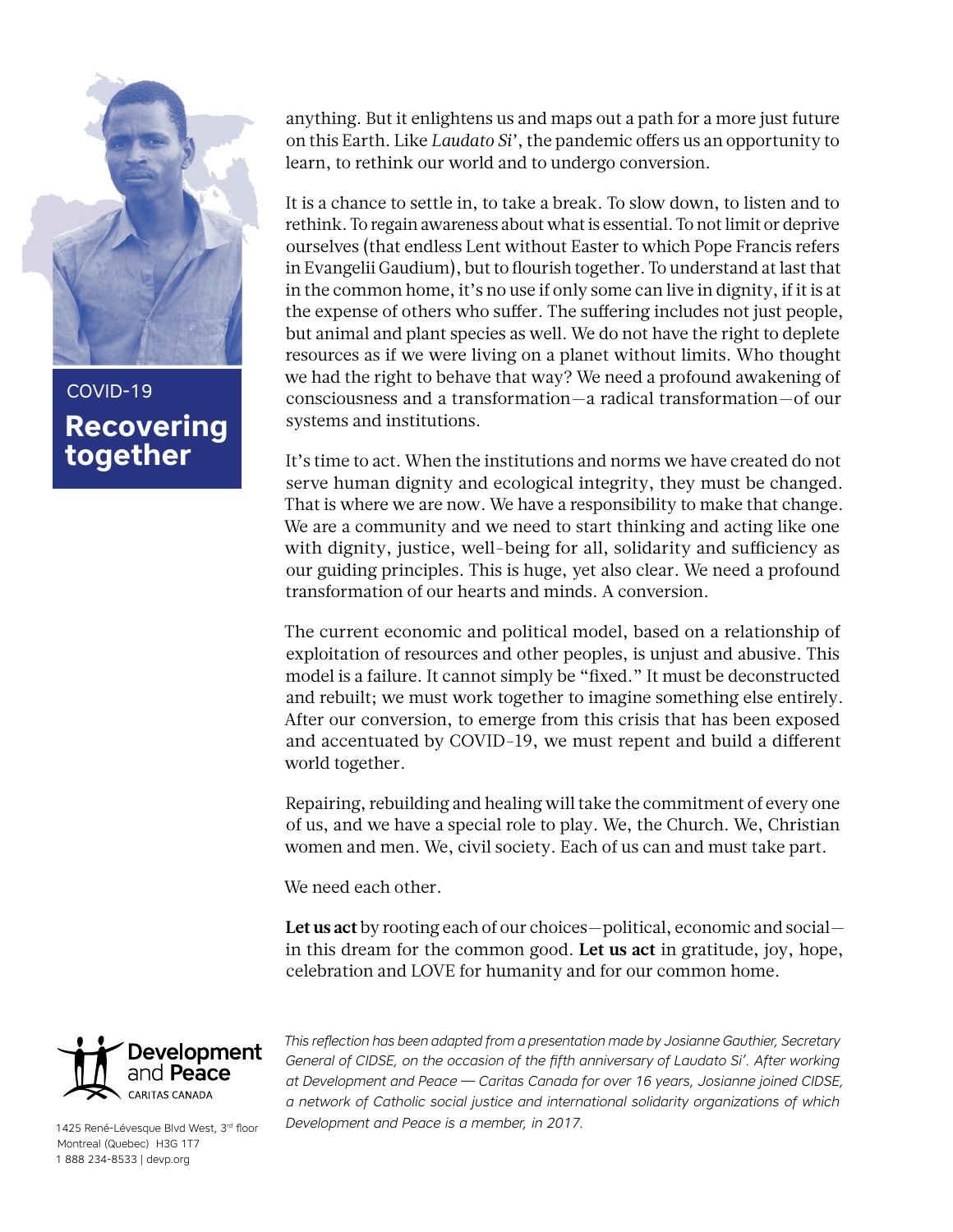COVID-19

# Recovering together

anything. But it enlightens us and maps out a path for a more just future on this Earth. Like *Laudato Si'*, the pandemic offers us an opportunity to learn, to rethink our world and to undergo conversion.

It is a chance to settle in, to take a break. To slow down, to listen and to rethink. To regain awareness about what is essential. To not limit or deprive ourselves (that endless Lent without Easter to which Pope Francis refers in Evangelii Gaudium), but to flourish together. To understand at last that in the common home, it's no use if only some can live in dignity, if it is at the expense of others who suffer. The suffering includes not just people, but animal and plant species as well. We do not have the right to deplete resources as if we were living on a planet without limits. Who thought we had the right to behave that way? We need a profound awakening of consciousness and a transformation—a radical transformation—of our systems and institutions.

It's time to act. When the institutions and norms we have created do not serve human dignity and ecological integrity, they must be changed. That is where we are now. We have a responsibility to make that change. We are a community and we need to start thinking and acting like one with dignity, justice, well-being for all, solidarity and sufficiency as our guiding principles. This is huge, yet also clear. We need a profound transformation of our hearts and minds. A conversion.

The current economic and political model, based on a relationship of exploitation of resources and other peoples, is unjust and abusive. This model is a failure. It cannot simply be "fixed." It must be deconstructed and rebuilt; we must work together to imagine something else entirely. After our conversion, to emerge from this crisis that has been exposed and accentuated by COVID-19, we must repent and build a different world together.

Repairing, rebuilding and healing will take the commitment of every one of us, and we have a special role to play. We, the Church. We, Christian women and men. We, civil society. Each of us can and must take part.

We need each other.

**Let us act** by rooting each of our choices—political, economic and social—in this dream for the common good. **Let us act** in gratitude, joy, hope, celebration and LOVE for humanity and for our common home.

*This reflection has been adapted from a presentation made by Josianne Gauthier, Secretary General of CIDSE, on the occasion of the fifth anniversary of Laudato Si'. After working at Development and Peace — Caritas Canada for over 16 years, Josianne joined CIDSE, a network of Catholic social justice and international solidarity organizations of which Development and Peace is a member, in 2017.*

Development and Peace
CARITAS CANADA

1425 René-Lévesque Blvd West, 3rd floor
Montreal (Quebec) H3G 1T7
1 888 234-8533 | devp.org